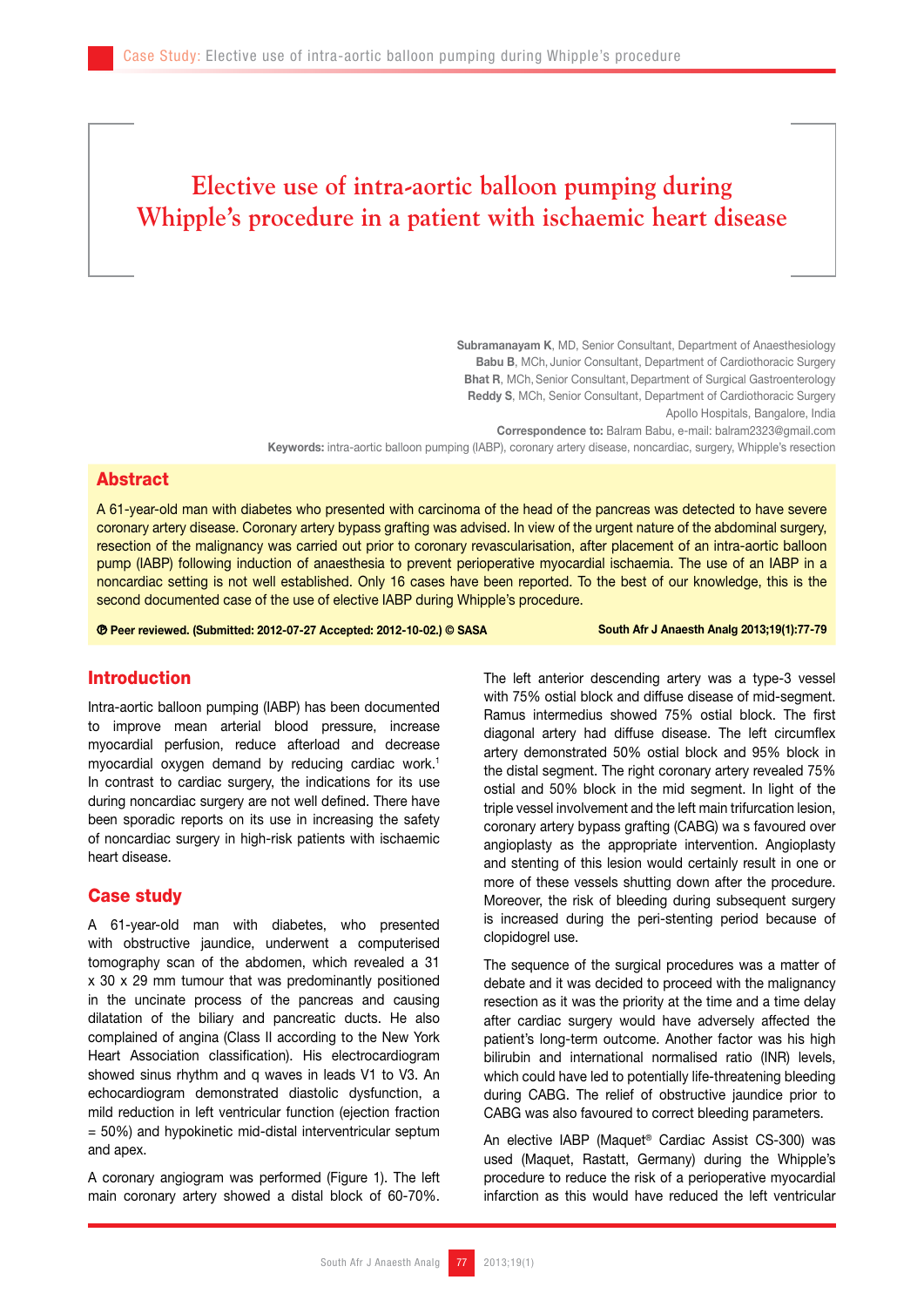# Elective use of intra-aortic balloon pumping during Whipple's procedure in a patient with ischaemic heart disease

**Subramanayam K**, MD, Senior Consultant, Department of Anaesthesiology
**Babu B**, MCh, Junior Consultant, Department of Cardiothoracic Surgery
**Bhat R**, MCh, Senior Consultant, Department of Surgical Gastroenterology
**Reddy S**, MCh, Senior Consultant, Department of Cardiothoracic Surgery
Apollo Hospitals, Bangalore, India

**Correspondence to:** Balram Babu, e-mail: balram2323@gmail.com

**Keywords:** intra-aortic balloon pumping (IABP), coronary artery disease, noncardiac, surgery, Whipple's resection

## Abstract

A 61-year-old man with diabetes who presented with carcinoma of the head of the pancreas was detected to have severe coronary artery disease. Coronary artery bypass grafting was advised. In view of the urgent nature of the abdominal surgery, resection of the malignancy was carried out prior to coronary revascularisation, after placement of an intra-aortic balloon pump (IABP) following induction of anaesthesia to prevent perioperative myocardial ischaemia. The use of an IABP in a noncardiac setting is not well established. Only 16 cases have been reported. To the best of our knowledge, this is the second documented case of the use of elective IABP during Whipple's procedure.

**Ⓟ Peer reviewed. (Submitted: 2012-07-27 Accepted: 2012-10-02.) © SASA** **South Afr J Anaesth Analg 2013;19(1):77-79**

## Introduction

Intra-aortic balloon pumping (IABP) has been documented to improve mean arterial blood pressure, increase myocardial perfusion, reduce afterload and decrease myocardial oxygen demand by reducing cardiac work.[1] In contrast to cardiac surgery, the indications for its use during noncardiac surgery are not well defined. There have been sporadic reports on its use in increasing the safety of noncardiac surgery in high-risk patients with ischaemic heart disease.

## Case study

A 61-year-old man with diabetes, who presented with obstructive jaundice, underwent a computerised tomography scan of the abdomen, which revealed a 31 x 30 x 29 mm tumour that was predominantly positioned in the uncinate process of the pancreas and causing dilatation of the biliary and pancreatic ducts. He also complained of angina (Class II according to the New York Heart Association classification). His electrocardiogram showed sinus rhythm and q waves in leads V1 to V3. An echocardiogram demonstrated diastolic dysfunction, a mild reduction in left ventricular function (ejection fraction = 50%) and hypokinetic mid-distal interventricular septum and apex.

A coronary angiogram was performed (Figure 1). The left main coronary artery showed a distal block of 60-70%. The left anterior descending artery was a type-3 vessel with 75% ostial block and diffuse disease of mid-segment. Ramus intermedius showed 75% ostial block. The first diagonal artery had diffuse disease. The left circumflex artery demonstrated 50% ostial block and 95% block in the distal segment. The right coronary artery revealed 75% ostial and 50% block in the mid segment. In light of the triple vessel involvement and the left main trifurcation lesion, coronary artery bypass grafting (CABG) wa s favoured over angioplasty as the appropriate intervention. Angioplasty and stenting of this lesion would certainly result in one or more of these vessels shutting down after the procedure. Moreover, the risk of bleeding during subsequent surgery is increased during the peri-stenting period because of clopidogrel use.

The sequence of the surgical procedures was a matter of debate and it was decided to proceed with the malignancy resection as it was the priority at the time and a time delay after cardiac surgery would have adversely affected the patient's long-term outcome. Another factor was his high bilirubin and international normalised ratio (INR) levels, which could have led to potentially life-threatening bleeding during CABG. The relief of obstructive jaundice prior to CABG was also favoured to correct bleeding parameters.

An elective IABP (Maquet® Cardiac Assist CS-300) was used (Maquet, Rastatt, Germany) during the Whipple's procedure to reduce the risk of a perioperative myocardial infarction as this would have reduced the left ventricular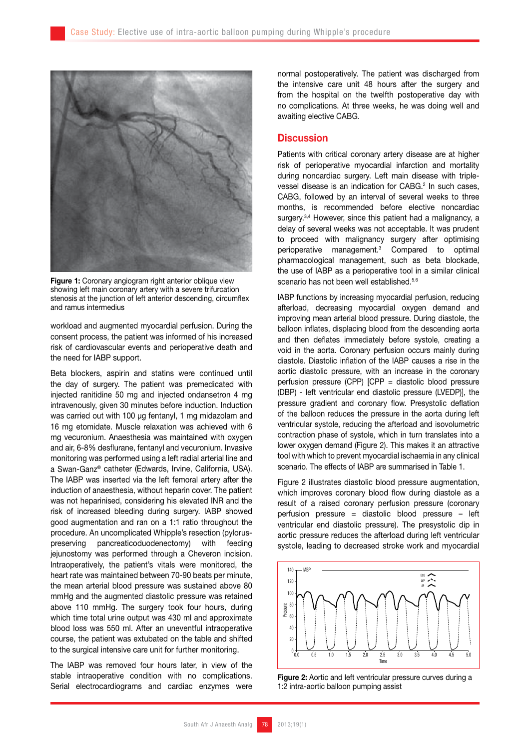Figure 1: Coronary angiogram right anterior oblique view showing left main coronary artery with a severe trifurcation stenosis at the junction of left anterior descending, circumflex and ramus intermedius

workload and augmented myocardial perfusion. During the consent process, the patient was informed of his increased risk of cardiovascular events and perioperative death and the need for IABP support.

Beta blockers, aspirin and statins were continued until the day of surgery. The patient was premedicated with injected ranitidine 50 mg and injected ondansetron 4 mg intravenously, given 30 minutes before induction. Induction was carried out with 100 µg fentanyl, 1 mg midazolam and 16 mg etomidate. Muscle relaxation was achieved with 6 mg vecuronium. Anaesthesia was maintained with oxygen and air, 6-8% desflurane, fentanyl and vecuronium. Invasive monitoring was performed using a left radial arterial line and a Swan-Ganz® catheter (Edwards, Irvine, California, USA). The IABP was inserted via the left femoral artery after the induction of anaesthesia, without heparin cover. The patient was not heparinised, considering his elevated INR and the risk of increased bleeding during surgery. IABP showed good augmentation and ran on a 1:1 ratio throughout the procedure. An uncomplicated Whipple's resection (pylorus-preserving pancreaticoduodenectomy) with feeding jejunostomy was performed through a Cheveron incision. Intraoperatively, the patient's vitals were monitored, the heart rate was maintained between 70-90 beats per minute, the mean arterial blood pressure was sustained above 80 mmHg and the augmented diastolic pressure was retained above 110 mmHg. The surgery took four hours, during which time total urine output was 430 ml and approximate blood loss was 550 ml. After an uneventful intraoperative course, the patient was extubated on the table and shifted to the surgical intensive care unit for further monitoring.

The IABP was removed four hours later, in view of the stable intraoperative condition with no complications. Serial electrocardiograms and cardiac enzymes were normal postoperatively. The patient was discharged from the intensive care unit 48 hours after the surgery and from the hospital on the twelfth postoperative day with no complications. At three weeks, he was doing well and awaiting elective CABG.

## Discussion

Patients with critical coronary artery disease are at higher risk of perioperative myocardial infarction and mortality during noncardiac surgery. Left main disease with triple-vessel disease is an indication for CABG.[2] In such cases, CABG, followed by an interval of several weeks to three months, is recommended before elective noncardiac surgery.[3,4] However, since this patient had a malignancy, a delay of several weeks was not acceptable. It was prudent to proceed with malignancy surgery after optimising perioperative management.[3] Compared to optimal pharmacological management, such as beta blockade, the use of IABP as a perioperative tool in a similar clinical scenario has not been well established.[5,6]

IABP functions by increasing myocardial perfusion, reducing afterload, decreasing myocardial oxygen demand and improving mean arterial blood pressure. During diastole, the balloon inflates, displacing blood from the descending aorta and then deflates immediately before systole, creating a void in the aorta. Coronary perfusion occurs mainly during diastole. Diastolic inflation of the IABP causes a rise in the aortic diastolic pressure, with an increase in the coronary perfusion pressure (CPP) [CPP = diastolic blood pressure (DBP) - left ventricular end diastolic pressure (LVEDP)], the pressure gradient and coronary flow. Presystolic deflation of the balloon reduces the pressure in the aorta during left ventricular systole, reducing the afterload and isovolumetric contraction phase of systole, which in turn translates into a lower oxygen demand (Figure 2). This makes it an attractive tool with which to prevent myocardial ischaemia in any clinical scenario. The effects of IABP are summarised in Table 1.

Figure 2 illustrates diastolic blood pressure augmentation, which improves coronary blood flow during diastole as a result of a raised coronary perfusion pressure (coronary perfusion pressure = diastolic blood pressure – left ventricular end diastolic pressure). The presystolic dip in aortic pressure reduces the afterload during left ventricular systole, leading to decreased stroke work and myocardial

Figure 2: Aortic and left ventricular pressure curves during a 1:2 intra-aortic balloon pumping assist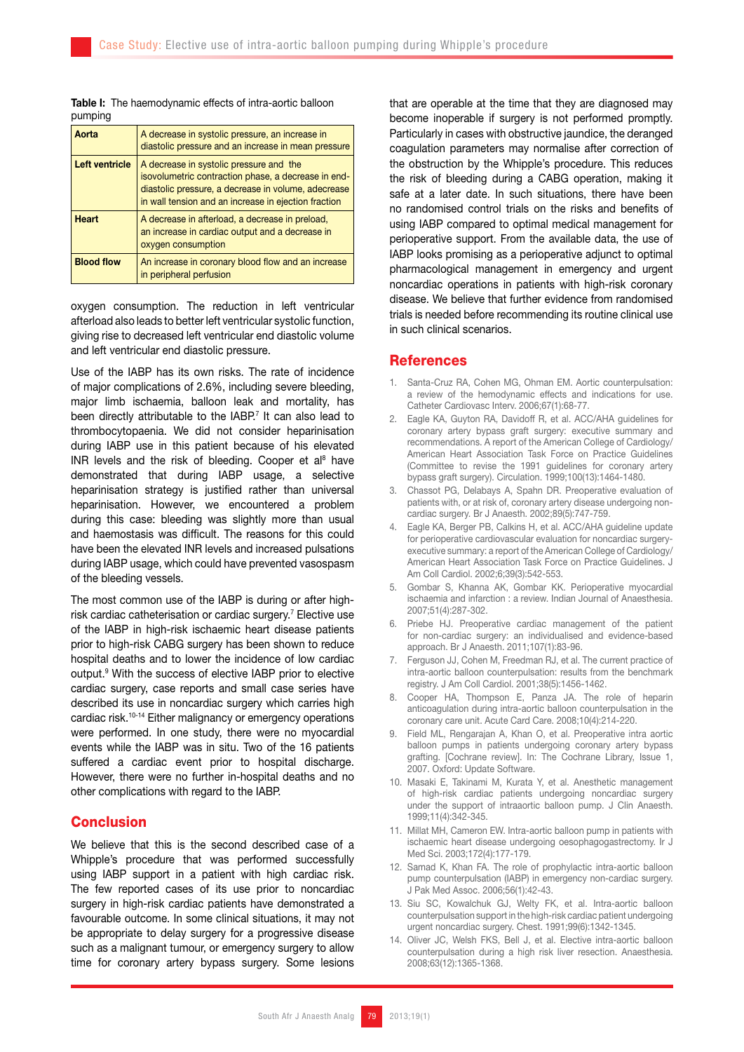**Table I:** The haemodynamic effects of intra-aortic balloon pumping

| | |
|---|---|
| **Aorta** | A decrease in systolic pressure, an increase in diastolic pressure and an increase in mean pressure |
| **Left ventricle** | A decrease in systolic pressure and the isovolumetric contraction phase, a decrease in end-diastolic pressure, a decrease in volume, adecrease in wall tension and an increase in ejection fraction |
| **Heart** | A decrease in afterload, a decrease in preload, an increase in cardiac output and a decrease in oxygen consumption |
| **Blood flow** | An increase in coronary blood flow and an increase in peripheral perfusion |

oxygen consumption. The reduction in left ventricular afterload also leads to better left ventricular systolic function, giving rise to decreased left ventricular end diastolic volume and left ventricular end diastolic pressure.

Use of the IABP has its own risks. The rate of incidence of major complications of 2.6%, including severe bleeding, major limb ischaemia, balloon leak and mortality, has been directly attributable to the IABP.[7] It can also lead to thrombocytopaenia. We did not consider heparinisation during IABP use in this patient because of his elevated INR levels and the risk of bleeding. Cooper et al[8] have demonstrated that during IABP usage, a selective heparinisation strategy is justified rather than universal heparinisation. However, we encountered a problem during this case: bleeding was slightly more than usual and haemostasis was difficult. The reasons for this could have been the elevated INR levels and increased pulsations during IABP usage, which could have prevented vasospasm of the bleeding vessels.

The most common use of the IABP is during or after high-risk cardiac catheterisation or cardiac surgery.[7] Elective use of the IABP in high-risk ischaemic heart disease patients prior to high-risk CABG surgery has been shown to reduce hospital deaths and to lower the incidence of low cardiac output.[9] With the success of elective IABP prior to elective cardiac surgery, case reports and small case series have described its use in noncardiac surgery which carries high cardiac risk.[10-14] Either malignancy or emergency operations were performed. In one study, there were no myocardial events while the IABP was in situ. Two of the 16 patients suffered a cardiac event prior to hospital discharge. However, there were no further in-hospital deaths and no other complications with regard to the IABP.

## Conclusion

We believe that this is the second described case of a Whipple's procedure that was performed successfully using IABP support in a patient with high cardiac risk. The few reported cases of its use prior to noncardiac surgery in high-risk cardiac patients have demonstrated a favourable outcome. In some clinical situations, it may not be appropriate to delay surgery for a progressive disease such as a malignant tumour, or emergency surgery to allow time for coronary artery bypass surgery. Some lesions that are operable at the time that they are diagnosed may become inoperable if surgery is not performed promptly. Particularly in cases with obstructive jaundice, the deranged coagulation parameters may normalise after correction of the obstruction by the Whipple's procedure. This reduces the risk of bleeding during a CABG operation, making it safe at a later date. In such situations, there have been no randomised control trials on the risks and benefits of using IABP compared to optimal medical management for perioperative support. From the available data, the use of IABP looks promising as a perioperative adjunct to optimal pharmacological management in emergency and urgent noncardiac operations in patients with high-risk coronary disease. We believe that further evidence from randomised trials is needed before recommending its routine clinical use in such clinical scenarios.

## References

1. Santa-Cruz RA, Cohen MG, Ohman EM. Aortic counterpulsation: a review of the hemodynamic effects and indications for use. Catheter Cardiovasc Interv. 2006;67(1):68-77.
2. Eagle KA, Guyton RA, Davidoff R, et al. ACC/AHA guidelines for coronary artery bypass graft surgery: executive summary and recommendations. A report of the American College of Cardiology/American Heart Association Task Force on Practice Guidelines (Committee to revise the 1991 guidelines for coronary artery bypass graft surgery). Circulation. 1999;100(13):1464-1480.
3. Chassot PG, Delabays A, Spahn DR. Preoperative evaluation of patients with, or at risk of, coronary artery disease undergoing non-cardiac surgery. Br J Anaesth. 2002;89(5):747-759.
4. Eagle KA, Berger PB, Calkins H, et al. ACC/AHA guideline update for perioperative cardiovascular evaluation for noncardiac surgery-executive summary: a report of the American College of Cardiology/American Heart Association Task Force on Practice Guidelines. J Am Coll Cardiol. 2002;6;39(3):542-553.
5. Gombar S, Khanna AK, Gombar KK. Perioperative myocardial ischaemia and infarction : a review. Indian Journal of Anaesthesia. 2007;51(4):287-302.
6. Priebe HJ. Preoperative cardiac management of the patient for non-cardiac surgery: an individualised and evidence-based approach. Br J Anaesth. 2011;107(1):83-96.
7. Ferguson JJ, Cohen M, Freedman RJ, et al. The current practice of intra-aortic balloon counterpulsation: results from the benchmark registry. J Am Coll Cardiol. 2001;38(5):1456-1462.
8. Cooper HA, Thompson E, Panza JA. The role of heparin anticoagulation during intra-aortic balloon counterpulsation in the coronary care unit. Acute Card Care. 2008;10(4):214-220.
9. Field ML, Rengarajan A, Khan O, et al. Preoperative intra aortic balloon pumps in patients undergoing coronary artery bypass grafting. [Cochrane review]. In: The Cochrane Library, Issue 1, 2007. Oxford: Update Software.
10. Masaki E, Takinami M, Kurata Y, et al. Anesthetic management of high-risk cardiac patients undergoing noncardiac surgery under the support of intraaortic balloon pump. J Clin Anaesth. 1999;11(4):342-345.
11. Millat MH, Cameron EW. Intra-aortic balloon pump in patients with ischaemic heart disease undergoing oesophagogastrectomy. Ir J Med Sci. 2003;172(4):177-179.
12. Samad K, Khan FA. The role of prophylactic intra-aortic balloon pump counterpulsation (IABP) in emergency non-cardiac surgery. J Pak Med Assoc. 2006;56(1):42-43.
13. Siu SC, Kowalchuk GJ, Welty FK, et al. Intra-aortic balloon counterpulsation support in the high-risk cardiac patient undergoing urgent noncardiac surgery. Chest. 1991;99(6):1342-1345.
14. Oliver JC, Welsh FKS, Bell J, et al. Elective intra-aortic balloon counterpulsation during a high risk liver resection. Anaesthesia. 2008;63(12):1365-1368.